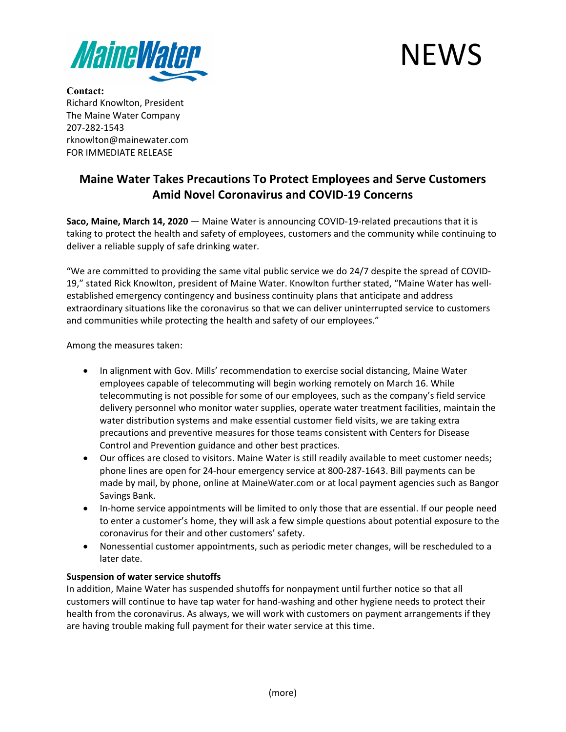MaineWater

NEWS

**Contact:**
Richard Knowlton, President
The Maine Water Company
207-282-1543
rknowlton@mainewater.com
FOR IMMEDIATE RELEASE

# Maine Water Takes Precautions To Protect Employees and Serve Customers Amid Novel Coronavirus and COVID-19 Concerns

**Saco, Maine, March 14, 2020** — Maine Water is announcing COVID-19-related precautions that it is taking to protect the health and safety of employees, customers and the community while continuing to deliver a reliable supply of safe drinking water.

"We are committed to providing the same vital public service we do 24/7 despite the spread of COVID-19," stated Rick Knowlton, president of Maine Water. Knowlton further stated, "Maine Water has well-established emergency contingency and business continuity plans that anticipate and address extraordinary situations like the coronavirus so that we can deliver uninterrupted service to customers and communities while protecting the health and safety of our employees."

Among the measures taken:

- In alignment with Gov. Mills' recommendation to exercise social distancing, Maine Water employees capable of telecommuting will begin working remotely on March 16. While telecommuting is not possible for some of our employees, such as the company's field service delivery personnel who monitor water supplies, operate water treatment facilities, maintain the water distribution systems and make essential customer field visits, we are taking extra precautions and preventive measures for those teams consistent with Centers for Disease Control and Prevention guidance and other best practices.
- Our offices are closed to visitors. Maine Water is still readily available to meet customer needs; phone lines are open for 24-hour emergency service at 800-287-1643. Bill payments can be made by mail, by phone, online at MaineWater.com or at local payment agencies such as Bangor Savings Bank.
- In-home service appointments will be limited to only those that are essential. If our people need to enter a customer's home, they will ask a few simple questions about potential exposure to the coronavirus for their and other customers' safety.
- Nonessential customer appointments, such as periodic meter changes, will be rescheduled to a later date.

**Suspension of water service shutoffs**

In addition, Maine Water has suspended shutoffs for nonpayment until further notice so that all customers will continue to have tap water for hand-washing and other hygiene needs to protect their health from the coronavirus. As always, we will work with customers on payment arrangements if they are having trouble making full payment for their water service at this time.

(more)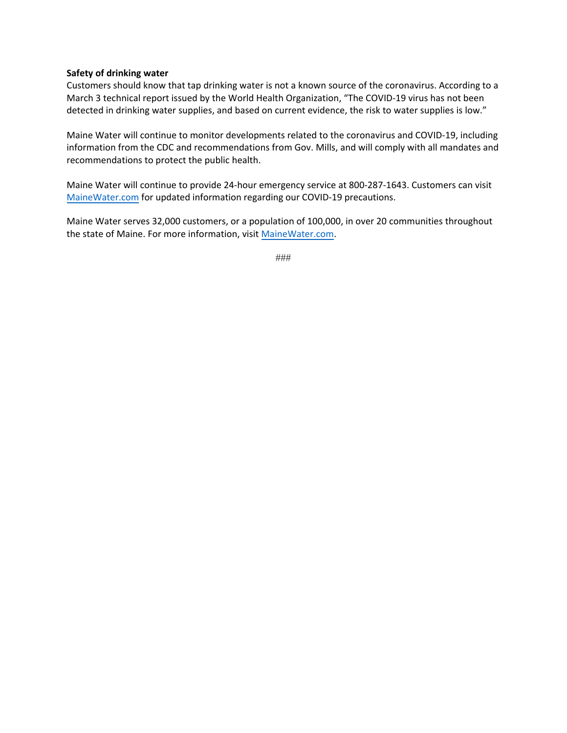**Safety of drinking water**

Customers should know that tap drinking water is not a known source of the coronavirus. According to a March 3 technical report issued by the World Health Organization, "The COVID-19 virus has not been detected in drinking water supplies, and based on current evidence, the risk to water supplies is low."

Maine Water will continue to monitor developments related to the coronavirus and COVID-19, including information from the CDC and recommendations from Gov. Mills, and will comply with all mandates and recommendations to protect the public health.

Maine Water will continue to provide 24-hour emergency service at 800-287-1643. Customers can visit MaineWater.com for updated information regarding our COVID-19 precautions.

Maine Water serves 32,000 customers, or a population of 100,000, in over 20 communities throughout the state of Maine. For more information, visit MaineWater.com.

###